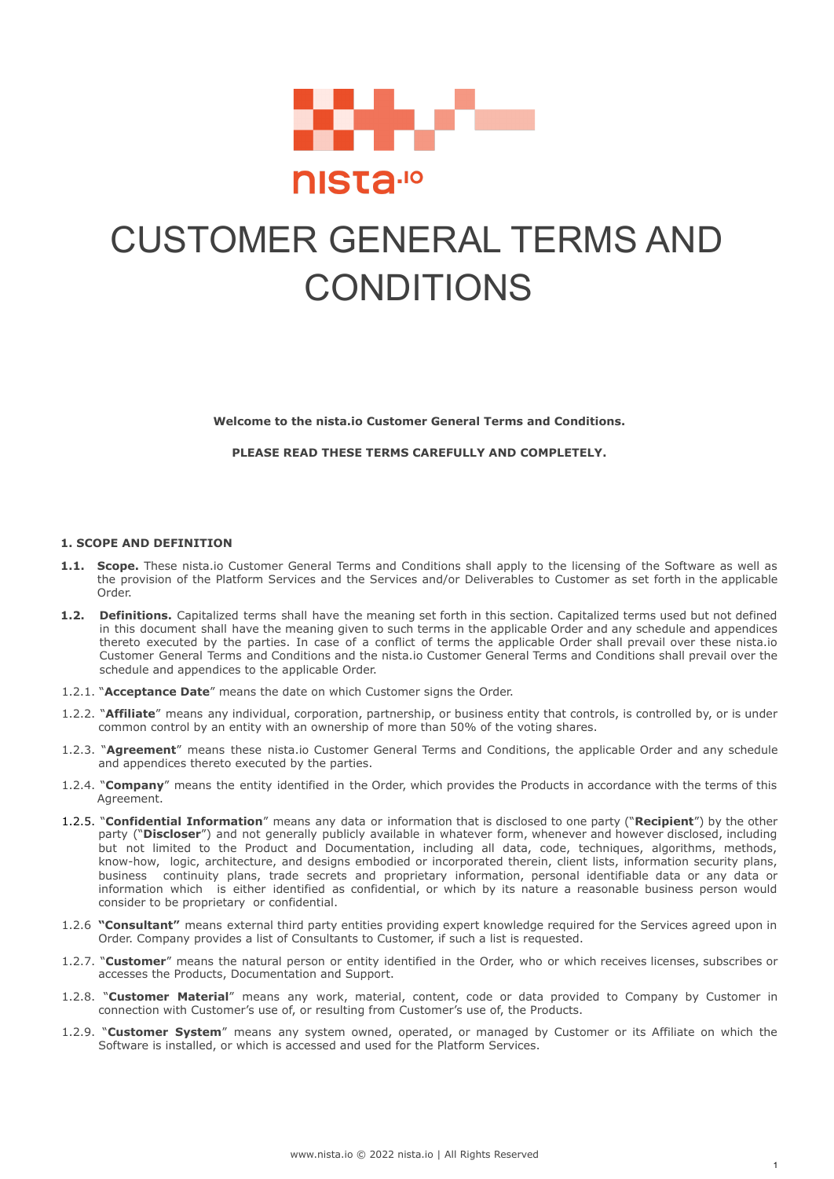# CUSTOMER GENERAL TERMS AND CONDITIONS

**Welcome to the nista.io Customer General Terms and Conditions.**

**PLEASE READ THESE TERMS CAREFULLY AND COMPLETELY.**

## 1. SCOPE AND DEFINITION

**1.1. Scope.** These nista.io Customer General Terms and Conditions shall apply to the licensing of the Software as well as the provision of the Platform Services and the Services and/or Deliverables to Customer as set forth in the applicable Order.

**1.2. Definitions.** Capitalized terms shall have the meaning set forth in this section. Capitalized terms used but not defined in this document shall have the meaning given to such terms in the applicable Order and any schedule and appendices thereto executed by the parties. In case of a conflict of terms the applicable Order shall prevail over these nista.io Customer General Terms and Conditions and the nista.io Customer General Terms and Conditions shall prevail over the schedule and appendices to the applicable Order.

1.2.1. "**Acceptance Date**" means the date on which Customer signs the Order.

1.2.2. "**Affiliate**" means any individual, corporation, partnership, or business entity that controls, is controlled by, or is under common control by an entity with an ownership of more than 50% of the voting shares.

1.2.3. "**Agreement**" means these nista.io Customer General Terms and Conditions, the applicable Order and any schedule and appendices thereto executed by the parties.

1.2.4. "**Company**" means the entity identified in the Order, which provides the Products in accordance with the terms of this Agreement.

1.2.5. "**Confidential Information**" means any data or information that is disclosed to one party ("**Recipient**") by the other party ("**Discloser**") and not generally publicly available in whatever form, whenever and however disclosed, including but not limited to the Product and Documentation, including all data, code, techniques, algorithms, methods, know-how, logic, architecture, and designs embodied or incorporated therein, client lists, information security plans, business continuity plans, trade secrets and proprietary information, personal identifiable data or any data or information which is either identified as confidential, or which by its nature a reasonable business person would consider to be proprietary or confidential.

1.2.6 **"Consultant"** means external third party entities providing expert knowledge required for the Services agreed upon in Order. Company provides a list of Consultants to Customer, if such a list is requested.

1.2.7. "**Customer**" means the natural person or entity identified in the Order, who or which receives licenses, subscribes or accesses the Products, Documentation and Support.

1.2.8. "**Customer Material**" means any work, material, content, code or data provided to Company by Customer in connection with Customer's use of, or resulting from Customer's use of, the Products.

1.2.9. "**Customer System**" means any system owned, operated, or managed by Customer or its Affiliate on which the Software is installed, or which is accessed and used for the Platform Services.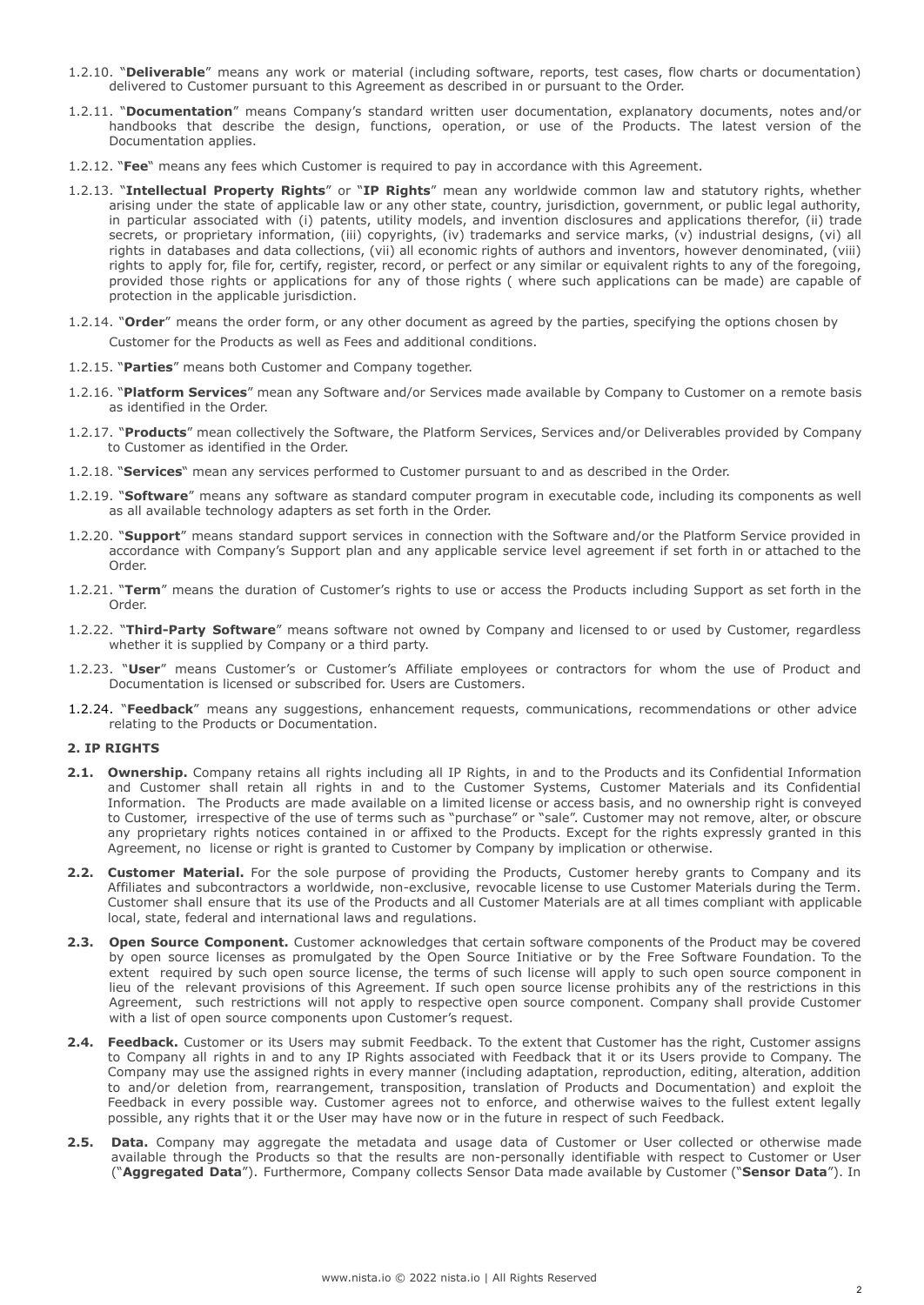1.2.10. "**Deliverable**" means any work or material (including software, reports, test cases, flow charts or documentation) delivered to Customer pursuant to this Agreement as described in or pursuant to the Order.

1.2.11. "**Documentation**" means Company's standard written user documentation, explanatory documents, notes and/or handbooks that describe the design, functions, operation, or use of the Products. The latest version of the Documentation applies.

1.2.12. "**Fee**" means any fees which Customer is required to pay in accordance with this Agreement.

1.2.13. "**Intellectual Property Rights**" or "**IP Rights**" mean any worldwide common law and statutory rights, whether arising under the state of applicable law or any other state, country, jurisdiction, government, or public legal authority, in particular associated with (i) patents, utility models, and invention disclosures and applications therefor, (ii) trade secrets, or proprietary information, (iii) copyrights, (iv) trademarks and service marks, (v) industrial designs, (vi) all rights in databases and data collections, (vii) all economic rights of authors and inventors, however denominated, (viii) rights to apply for, file for, certify, register, record, or perfect or any similar or equivalent rights to any of the foregoing, provided those rights or applications for any of those rights ( where such applications can be made) are capable of protection in the applicable jurisdiction.

1.2.14. "**Order**" means the order form, or any other document as agreed by the parties, specifying the options chosen by Customer for the Products as well as Fees and additional conditions.

1.2.15. "**Parties**" means both Customer and Company together.

1.2.16. "**Platform Services**" mean any Software and/or Services made available by Company to Customer on a remote basis as identified in the Order.

1.2.17. "**Products**" mean collectively the Software, the Platform Services, Services and/or Deliverables provided by Company to Customer as identified in the Order.

1.2.18. "**Services**" mean any services performed to Customer pursuant to and as described in the Order.

1.2.19. "**Software**" means any software as standard computer program in executable code, including its components as well as all available technology adapters as set forth in the Order.

1.2.20. "**Support**" means standard support services in connection with the Software and/or the Platform Service provided in accordance with Company's Support plan and any applicable service level agreement if set forth in or attached to the Order.

1.2.21. "**Term**" means the duration of Customer's rights to use or access the Products including Support as set forth in the Order.

1.2.22. "**Third-Party Software**" means software not owned by Company and licensed to or used by Customer, regardless whether it is supplied by Company or a third party.

1.2.23. "**User**" means Customer's or Customer's Affiliate employees or contractors for whom the use of Product and Documentation is licensed or subscribed for. Users are Customers.

1.2.24. "**Feedback**" means any suggestions, enhancement requests, communications, recommendations or other advice relating to the Products or Documentation.

## 2. IP RIGHTS

**2.1. Ownership.** Company retains all rights including all IP Rights, in and to the Products and its Confidential Information and Customer shall retain all rights in and to the Customer Systems, Customer Materials and its Confidential Information. The Products are made available on a limited license or access basis, and no ownership right is conveyed to Customer, irrespective of the use of terms such as "purchase" or "sale". Customer may not remove, alter, or obscure any proprietary rights notices contained in or affixed to the Products. Except for the rights expressly granted in this Agreement, no license or right is granted to Customer by Company by implication or otherwise.

**2.2. Customer Material.** For the sole purpose of providing the Products, Customer hereby grants to Company and its Affiliates and subcontractors a worldwide, non-exclusive, revocable license to use Customer Materials during the Term. Customer shall ensure that its use of the Products and all Customer Materials are at all times compliant with applicable local, state, federal and international laws and regulations.

**2.3. Open Source Component.** Customer acknowledges that certain software components of the Product may be covered by open source licenses as promulgated by the Open Source Initiative or by the Free Software Foundation. To the extent required by such open source license, the terms of such license will apply to such open source component in lieu of the relevant provisions of this Agreement. If such open source license prohibits any of the restrictions in this Agreement, such restrictions will not apply to such open source component. Company shall provide Customer with a list of open source components upon Customer's request.

**2.4. Feedback.** Customer or its Users may submit Feedback. To the extent that Customer has the right, Customer assigns to Company all rights in and to any IP Rights associated with Feedback that it or its Users provide to Company. The Company may use the assigned rights in every manner (including adaptation, reproduction, editing, alteration, addition to and/or deletion from, rearrangement, transposition, translation of Products and Documentation) and exploit the Feedback in every possible way. Customer agrees not to enforce, and otherwise waives to the fullest extent legally possible, any rights that it or the User may have now or in the future in respect of such Feedback.

**2.5. Data.** Company may aggregate the metadata and usage data of Customer or User collected or otherwise made available through the Products so that the results are non-personally identifiable with respect to Customer or User ("**Aggregated Data**"). Furthermore, Company collects Sensor Data made available by Customer ("**Sensor Data**"). In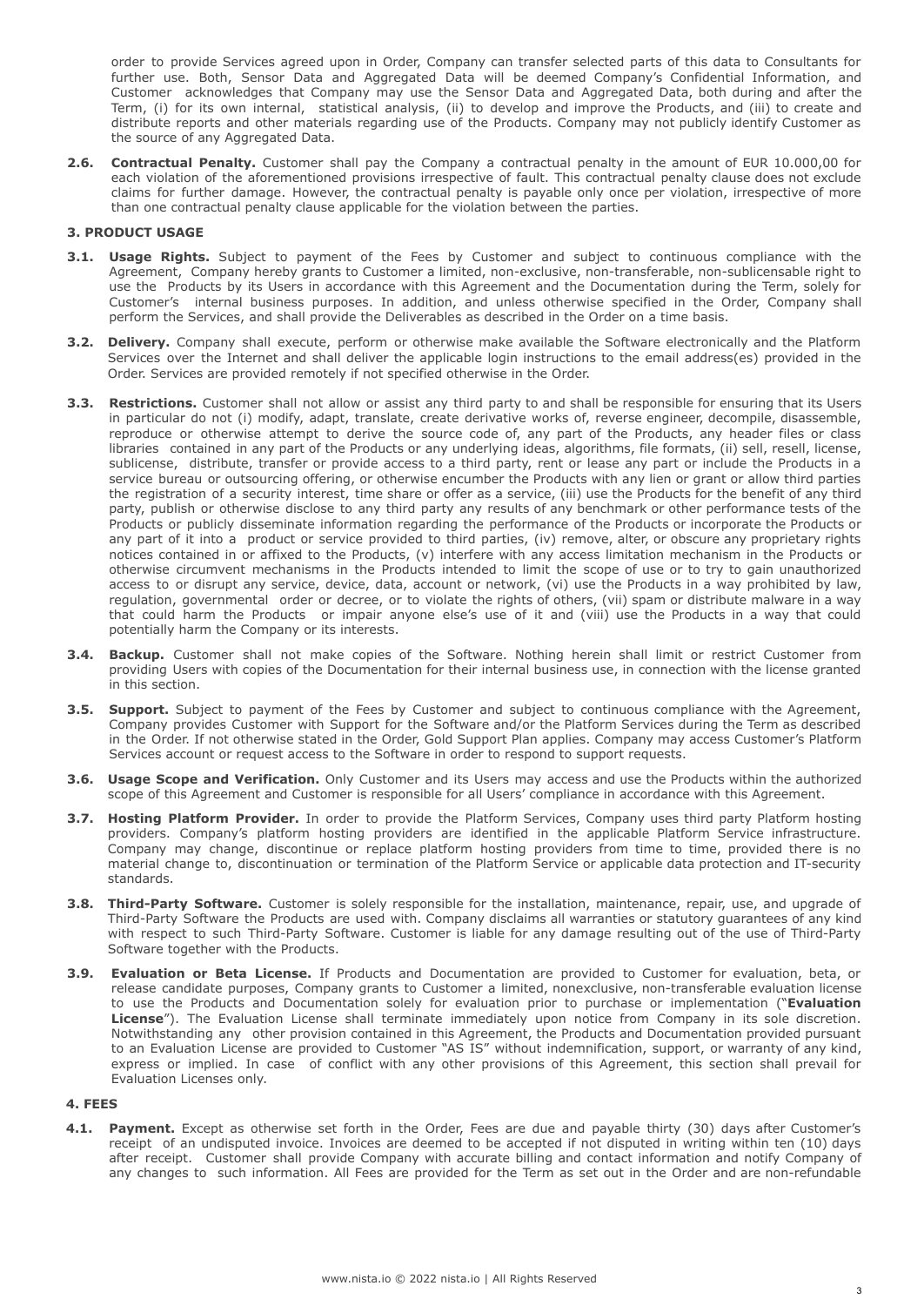order to provide Services agreed upon in Order, Company can transfer selected parts of this data to Consultants for further use. Both, Sensor Data and Aggregated Data will be deemed Company's Confidential Information, and Customer acknowledges that Company may use the Sensor Data and Aggregated Data, both during and after the Term, (i) for its own internal, statistical analysis, (ii) to develop and improve the Products, and (iii) to create and distribute reports and other materials regarding use of the Products. Company may not publicly identify Customer as the source of any Aggregated Data.

**2.6. Contractual Penalty.** Customer shall pay the Company a contractual penalty in the amount of EUR 10.000,00 for each violation of the aforementioned provisions irrespective of fault. This contractual penalty clause does not exclude claims for further damage. However, the contractual penalty is payable only once per violation, irrespective of more than one contractual penalty clause applicable for the violation between the parties.

## 3. PRODUCT USAGE

**3.1. Usage Rights.** Subject to payment of the Fees by Customer and subject to continuous compliance with the Agreement, Company hereby grants to Customer a limited, non-exclusive, non-transferable, non-sublicensable right to use the Products by its Users in accordance with this Agreement and the Documentation during the Term, solely for Customer's internal business purposes. In addition, and unless otherwise specified in the Order, Company shall perform the Services, and shall provide the Deliverables as described in the Order on a time basis.

**3.2. Delivery.** Company shall execute, perform or otherwise make available the Software electronically and the Platform Services over the Internet and shall deliver the applicable login instructions to the email address(es) provided in the Order. Services are provided remotely if not specified otherwise in the Order.

**3.3. Restrictions.** Customer shall not allow or assist any third party to and shall be responsible for ensuring that its Users in particular do not (i) modify, adapt, translate, create derivative works of, reverse engineer, decompile, disassemble, reproduce or otherwise attempt to derive the source code of, any part of the Products, any header files or class libraries contained in any part of the Products or any underlying ideas, algorithms, file formats, (ii) sell, resell, license, sublicense, distribute, transfer or provide access to a third party, rent or lease any part or include the Products in a service bureau or outsourcing offering, or otherwise encumber the Products with any lien or grant or allow third parties the registration of a security interest, time share or offer as a service, (iii) use the Products for the benefit of any third party, publish or otherwise disclose to any third party any results of any benchmark or other performance tests of the Products or publicly disseminate information regarding the performance of the Products or incorporate the Products or any part of it into a product or service provided to third parties, (iv) remove, alter, or obscure any proprietary rights notices contained in or affixed to the Products, (v) interfere with any access limitation mechanism in the Products or otherwise circumvent mechanisms in the Products intended to limit the scope of use or to try to gain unauthorized access to or disrupt any service, device, data, account or network, (vi) use the Products in a way prohibited by law, regulation, governmental order or decree, or to violate the rights of others, (vii) spam or distribute malware in a way that could harm the Products or impair anyone else's use of it and (viii) use the Products in a way that could potentially harm the Company or its interests.

**3.4. Backup.** Customer shall not make copies of the Software. Nothing herein shall limit or restrict Customer from providing Users with copies of the Documentation for their internal business use, in connection with the license granted in this section.

**3.5. Support.** Subject to payment of the Fees by Customer and subject to continuous compliance with the Agreement, Company provides Customer with Support for the Software and/or the Platform Services during the Term as described in the Order. If not otherwise stated in the Order, Gold Support Plan applies. Company may access Customer's Platform Services account or request access to the Software in order to respond to support requests.

**3.6. Usage Scope and Verification.** Only Customer and its Users may access and use the Products within the authorized scope of this Agreement and Customer is responsible for all Users' compliance in accordance with this Agreement.

**3.7. Hosting Platform Provider.** In order to provide the Platform Services, Company uses third party Platform hosting providers. Company's platform hosting providers are identified in the applicable Platform Service infrastructure. Company may change, discontinue or replace platform hosting providers from time to time, provided there is no material change to, discontinuation or termination of the Platform Service or applicable data protection and IT-security standards.

**3.8. Third-Party Software.** Customer is solely responsible for the installation, maintenance, repair, use, and upgrade of Third-Party Software the Products are used with. Company disclaims all warranties or statutory guarantees of any kind with respect to such Third-Party Software. Customer is liable for any damage resulting out of the use of Third-Party Software together with the Products.

**3.9. Evaluation or Beta License.** If Products and Documentation are provided to Customer for evaluation, beta, or release candidate purposes, Company grants to Customer a limited, nonexclusive, non-transferable evaluation license to use the Products and Documentation solely for evaluation prior to purchase or implementation ("**Evaluation License**"). The Evaluation License shall terminate immediately upon notice from Company in its sole discretion. Notwithstanding any other provision contained in this Agreement, the Products and Documentation provided pursuant to an Evaluation License are provided to Customer "AS IS" without indemnification, support, or warranty of any kind, express or implied. In case of conflict with any other provisions of this Agreement, this section shall prevail for Evaluation Licenses only.

## 4. FEES

**4.1. Payment.** Except as otherwise set forth in the Order, Fees are due and payable thirty (30) days after Customer's receipt of an undisputed invoice. Invoices are deemed to be accepted if not disputed in writing within ten (10) days after receipt. Customer shall provide Company with accurate billing and contact information and notify Company of any changes to such information. All Fees are provided for the Term as set out in the Order and are non-refundable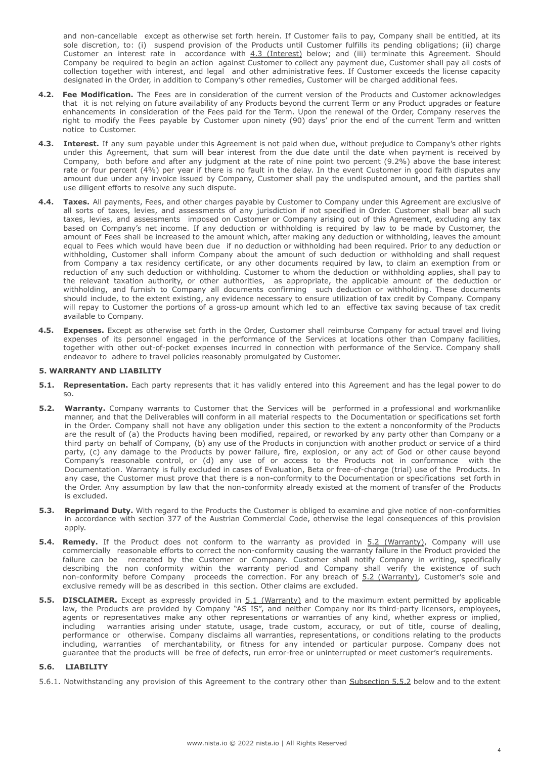and non-cancellable except as otherwise set forth herein. If Customer fails to pay, Company shall be entitled, at its sole discretion, to: (i) suspend provision of the Products until Customer fulfills its pending obligations; (ii) charge Customer an interest rate in accordance with 4.3 (Interest) below; and (iii) terminate this Agreement. Should Company be required to begin an action against Customer to collect any payment due, Customer shall pay all costs of collection together with interest, and legal and other administrative fees. If Customer exceeds the license capacity designated in the Order, in addition to Company's other remedies, Customer will be charged additional fees.

**4.2. Fee Modification.** The Fees are in consideration of the current version of the Products and Customer acknowledges that it is not relying on future availability of any Products beyond the current Term or any Product upgrades or feature enhancements in consideration of the Fees paid for the Term. Upon the renewal of the Order, Company reserves the right to modify the Fees payable by Customer upon ninety (90) days' prior the end of the current Term and written notice to Customer.

**4.3. Interest.** If any sum payable under this Agreement is not paid when due, without prejudice to Company's other rights under this Agreement, that sum will bear interest from the due date until the date when payment is received by Company, both before and after any judgment at the rate of nine point two percent (9.2%) above the base interest rate or four percent (4%) per year if there is no fault in the delay. In the event Customer in good faith disputes any amount due under any invoice issued by Company, Customer shall pay the undisputed amount, and the parties shall use diligent efforts to resolve any such dispute.

**4.4. Taxes.** All payments, Fees, and other charges payable by Customer to Company under this Agreement are exclusive of all sorts of taxes, levies, and assessments of any jurisdiction if not specified in Order. Customer shall bear all such taxes, levies, and assessments imposed on Customer or Company arising out of this Agreement, excluding any tax based on Company's net income. If any deduction or withholding is required by law to be made by Customer, the amount of Fees shall be increased to the amount which, after making any deduction or withholding, leaves the amount equal to Fees which would have been due if no deduction or withholding had been required. Prior to any deduction or withholding, Customer shall inform Company about the amount of such deduction or withholding and shall request from Company a tax residency certificate, or any other documents required by law, to claim an exemption from or reduction of any such deduction or withholding. Customer to whom the deduction or withholding applies, shall pay to the relevant taxation authority, or other authorities, as appropriate, the applicable amount of the deduction or withholding, and furnish to Company all documents confirming such deduction or withholding. These documents should include, to the extent existing, any evidence necessary to ensure utilization of tax credit by Company. Company will repay to Customer the portions of a gross-up amount which led to an effective tax saving because of tax credit available to Company.

**4.5. Expenses.** Except as otherwise set forth in the Order, Customer shall reimburse Company for actual travel and living expenses of its personnel engaged in the performance of the Services at locations other than Company facilities, together with other out-of-pocket expenses incurred in connection with performance of the Service. Company shall endeavor to adhere to travel policies reasonably promulgated by Customer.

### 5. WARRANTY AND LIABILITY

**5.1. Representation.** Each party represents that it has validly entered into this Agreement and has the legal power to do so.

**5.2. Warranty.** Company warrants to Customer that the Services will be performed in a professional and workmanlike manner, and that the Deliverables will conform in all material respects to the Documentation or specifications set forth in the Order. Company shall not have any obligation under this section to the extent a nonconformity of the Products are the result of (a) the Products having been modified, repaired, or reworked by any party other than Company or a third party on behalf of Company, (b) any use of the Products in conjunction with another product or service of a third party, (c) any damage to the Products by power failure, fire, explosion, or any act of God or other cause beyond Company's reasonable control, or (d) any use of or access to the Products not in conformance with the Documentation. Warranty is fully excluded in cases of Evaluation, Beta or free-of-charge (trial) use of the Products. In any case, the Customer must prove that there is a non-conformity to the Documentation or specifications set forth in the Order. Any assumption by law that the non-conformity already existed at the moment of transfer of the Products is excluded.

**5.3. Reprimand Duty.** With regard to the Products the Customer is obliged to examine and give notice of non-conformities in accordance with section 377 of the Austrian Commercial Code, otherwise the legal consequences of this provision apply.

**5.4. Remedy.** If the Product does not conform to the warranty as provided in 5.2 (Warranty), Company will use commercially reasonable efforts to correct the non-conformity causing the warranty failure in the Product provided the failure can be recreated by the Customer or Company. Customer shall notify Company in writing, specifically describing the non conformity within the warranty period and Company shall verify the existence of such non-conformity before Company proceeds the correction. For any breach of 5.2 (Warranty), Customer's sole and exclusive remedy will be as described in this section. Other claims are excluded.

**5.5. DISCLAIMER.** Except as expressly provided in 5.1 (Warranty) and to the maximum extent permitted by applicable law, the Products are provided by Company "AS IS", and neither Company nor its third-party licensors, employees, agents or representatives make any other representations or warranties of any kind, whether express or implied, including warranties arising under statute, usage, trade custom, accuracy, or out of title, course of dealing, performance or otherwise. Company disclaims all warranties, representations, or conditions relating to the products including, warranties of merchantability, or fitness for any intended or particular purpose. Company does not guarantee that the products will be free of defects, run error-free or uninterrupted or meet customer's requirements.

**5.6. LIABILITY**

5.6.1. Notwithstanding any provision of this Agreement to the contrary other than Subsection 5.5.2 below and to the extent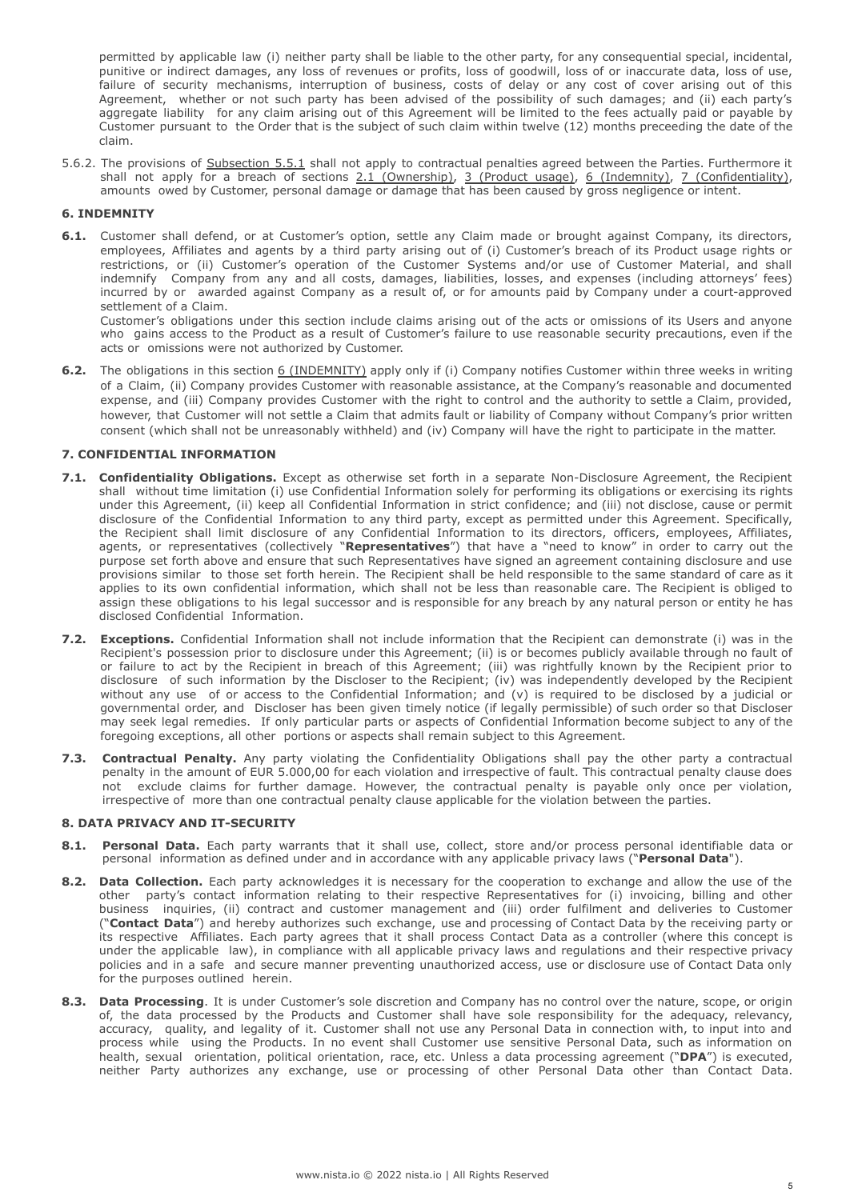permitted by applicable law (i) neither party shall be liable to the other party, for any consequential special, incidental, punitive or indirect damages, any loss of revenues or profits, loss of goodwill, loss of or inaccurate data, loss of use, failure of security mechanisms, interruption of business, costs of delay or any cost of cover arising out of this Agreement, whether or not such party has been advised of the possibility of such damages; and (ii) each party's aggregate liability for any claim arising out of this Agreement will be limited to the fees actually paid or payable by Customer pursuant to the Order that is the subject of such claim within twelve (12) months preceeding the date of the claim.

5.6.2. The provisions of Subsection 5.5.1 shall not apply to contractual penalties agreed between the Parties. Furthermore it shall not apply for a breach of sections 2.1 (Ownership), 3 (Product usage), 6 (Indemnity), 7 (Confidentiality), amounts owed by Customer, personal damage or damage that has been caused by gross negligence or intent.

## 6. INDEMNITY

**6.1.** Customer shall defend, or at Customer's option, settle any Claim made or brought against Company, its directors, employees, Affiliates and agents by a third party arising out of (i) Customer's breach of its Product usage rights or restrictions, or (ii) Customer's operation of the Customer Systems and/or use of Customer Material, and shall indemnify Company from any and all costs, damages, liabilities, losses, and expenses (including attorneys' fees) incurred by or awarded against Company as a result of, or for amounts paid by Company under a court-approved settlement of a Claim.

Customer's obligations under this section include claims arising out of the acts or omissions of its Users and anyone who gains access to the Product as a result of Customer's failure to use reasonable security precautions, even if the acts or omissions were not authorized by Customer.

**6.2.** The obligations in this section 6 (INDEMNITY) apply only if (i) Company notifies Customer within three weeks in writing of a Claim, (ii) Company provides Customer with reasonable assistance, at the Company's reasonable and documented expense, and (iii) Company provides Customer with the right to control and the authority to settle a Claim, provided, however, that Customer will not settle a Claim that admits fault or liability of Company without Company's prior written consent (which shall not be unreasonably withheld) and (iv) Company will have the right to participate in the matter.

## 7. CONFIDENTIAL INFORMATION

**7.1. Confidentiality Obligations.** Except as otherwise set forth in a separate Non-Disclosure Agreement, the Recipient shall without time limitation (i) use Confidential Information solely for performing its obligations or exercising its rights under this Agreement, (ii) keep all Confidential Information in strict confidence; and (iii) not disclose, cause or permit disclosure of the Confidential Information to any third party, except as permitted under this Agreement. Specifically, the Recipient shall limit disclosure of any Confidential Information to its directors, officers, employees, Affiliates, agents, or representatives (collectively "**Representatives**") that have a "need to know" in order to carry out the purpose set forth above and ensure that such Representatives have signed an agreement containing disclosure and use provisions similar to those set forth herein. The Recipient shall be held responsible to the same standard of care as it applies to its own confidential information, which shall not be less than reasonable care. The Recipient is obliged to assign these obligations to his legal successor and is responsible for any breach by any natural person or entity he has disclosed Confidential Information.

**7.2. Exceptions.** Confidential Information shall not include information that the Recipient can demonstrate (i) was in the Recipient's possession prior to disclosure under this Agreement; (ii) is or becomes publicly available through no fault of or failure to act by the Recipient in breach of this Agreement; (iii) was rightfully known by the Recipient prior to disclosure of such information by the Discloser to the Recipient; (iv) was independently developed by the Recipient without any use of or access to the Confidential Information; and (v) is required to be disclosed by a judicial or governmental order, and Discloser has been given timely notice (if legally permissible) of such order so that Discloser may seek legal remedies. If only particular parts or aspects of Confidential Information become subject to any of the foregoing exceptions, all other portions or aspects shall remain subject to this Agreement.

**7.3. Contractual Penalty.** Any party violating the Confidentiality Obligations shall pay the other party a contractual penalty in the amount of EUR 5.000,00 for each violation and irrespective of fault. This contractual penalty clause does not exclude claims for further damage. However, the contractual penalty is payable only once per violation, irrespective of more than one contractual penalty clause applicable for the violation between the parties.

## 8. DATA PRIVACY AND IT-SECURITY

**8.1. Personal Data.** Each party warrants that it shall use, collect, store and/or process personal identifiable data or personal information as defined under and in accordance with any applicable privacy laws ("**Personal Data**").

**8.2. Data Collection.** Each party acknowledges it is necessary for the cooperation to exchange and allow the use of the other party's contact information relating to their respective Representatives for (i) invoicing, billing and other business inquiries, (ii) contract and customer management and (iii) order fulfilment and deliveries to Customer ("**Contact Data**") and hereby authorizes such exchange, use and processing of Contact Data by the receiving party or its respective Affiliates. Each party agrees that it shall process Contact Data as a controller (where this concept is under the applicable law), in compliance with all applicable privacy laws and regulations and their respective privacy policies and in a safe and secure manner preventing unauthorized access, use or disclosure use of Contact Data only for the purposes outlined herein.

**8.3. Data Processing**. It is under Customer's sole discretion and Company has no control over the nature, scope, or origin of, the data processed by the Products and Customer shall have sole responsibility for the adequacy, relevancy, accuracy, quality, and legality of it. Customer shall not use any Personal Data in connection with, to input into and process while using the Products. In no event shall Customer use sensitive Personal Data, such as information on health, sexual orientation, political orientation, race, etc. Unless a data processing agreement ("**DPA**") is executed, neither Party authorizes any exchange, use or processing of other Personal Data other than Contact Data.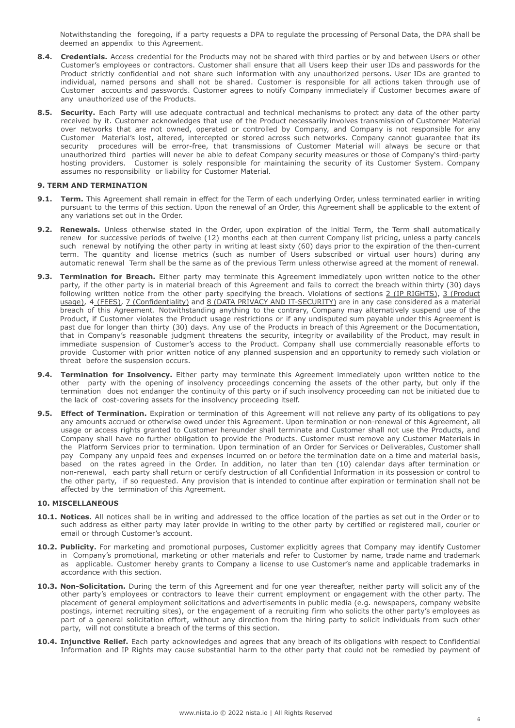Notwithstanding the foregoing, if a party requests a DPA to regulate the processing of Personal Data, the DPA shall be deemed an appendix to this Agreement.

**8.4. Credentials.** Access credential for the Products may not be shared with third parties or by and between Users or other Customer's employees or contractors. Customer shall ensure that all Users keep their user IDs and passwords for the Product strictly confidential and not share such information with any unauthorized persons. User IDs are granted to individual, named persons and shall not be shared. Customer is responsible for all actions taken through use of Customer accounts and passwords. Customer agrees to notify Company immediately if Customer becomes aware of any unauthorized use of the Products.

**8.5. Security.** Each Party will use adequate contractual and technical mechanisms to protect any data of the other party received by it. Customer acknowledges that use of the Product necessarily involves transmission of Customer Material over networks that are not owned, operated or controlled by Company, and Company is not responsible for any Customer Material's lost, altered, intercepted or stored across such networks. Company cannot guarantee that its security procedures will be error-free, that transmissions of Customer Material will always be secure or that unauthorized third parties will never be able to defeat Company security measures or those of Company's third-party hosting providers. Customer is solely responsible for maintaining the security of its Customer System. Company assumes no responsibility or liability for Customer Material.

## 9. TERM AND TERMINATION

**9.1. Term.** This Agreement shall remain in effect for the Term of each underlying Order, unless terminated earlier in writing pursuant to the terms of this section. Upon the renewal of an Order, this Agreement shall be applicable to the extent of any variations set out in the Order.

**9.2. Renewals.** Unless otherwise stated in the Order, upon expiration of the initial Term, the Term shall automatically renew for successive periods of twelve (12) months each at then current Company list pricing, unless a party cancels such renewal by notifying the other party in writing at least sixty (60) days prior to the expiration of the then-current term. The quantity and license metrics (such as number of Users subscribed or virtual user hours) during any automatic renewal Term shall be the same as of the previous Term unless otherwise agreed at the moment of renewal.

**9.3. Termination for Breach.** Either party may terminate this Agreement immediately upon written notice to the other party, if the other party is in material breach of this Agreement and fails to correct the breach within thirty (30) days following written notice from the other party specifying the breach. Violations of sections 2 (IP RIGHTS), 3 (Product usage), 4 (FEES), 7 (Confidentiality) and 8 (DATA PRIVACY AND IT-SECURITY) are in any case considered as a material breach of this Agreement. Notwithstanding anything to the contrary, Company may alternatively suspend use of the Product, if Customer violates the Product usage restrictions or if any undisputed sum payable under this Agreement is past due for longer than thirty (30) days. Any use of the Products in breach of this Agreement or the Documentation, that in Company's reasonable judgment threatens the security, integrity or availability of the Product, may result in immediate suspension of Customer's access to the Product. Company shall use commercially reasonable efforts to provide Customer with prior written notice of any planned suspension and an opportunity to remedy such violation or threat before the suspension occurs.

**9.4. Termination for Insolvency.** Either party may terminate this Agreement immediately upon written notice to the other party with the opening of insolvency proceedings concerning the assets of the other party, but only if the termination does not endanger the continuity of this party or if such insolvency proceeding can not be initiated due to the lack of cost-covering assets for the insolvency proceeding itself.

**9.5. Effect of Termination.** Expiration or termination of this Agreement will not relieve any party of its obligations to pay any amounts accrued or otherwise owed under this Agreement. Upon termination or non-renewal of this Agreement, all usage or access rights granted to Customer hereunder shall terminate and Customer shall not use the Products, and Company shall have no further obligation to provide the Products. Customer must remove any Customer Materials in the Platform Services prior to termination. Upon termination of an Order for Services or Deliverables, Customer shall pay Company any unpaid fees and expenses incurred on or before the termination date on a time and material basis, based on the rates agreed in the Order. In addition, no later than ten (10) calendar days after termination or non-renewal, each party shall return or certify destruction of all Confidential Information in its possession or control to the other party, if so requested. Any provision that is intended to continue after expiration or termination shall not be affected by the termination of this Agreement.

## 10. MISCELLANEOUS

**10.1. Notices.** All notices shall be in writing and addressed to the office location of the parties as set out in the Order or to such address as either party may later provide in writing to the other party by certified or registered mail, courier or email or through Customer's account.

**10.2. Publicity.** For marketing and promotional purposes, Customer explicitly agrees that Company may identify Customer in Company's promotional, marketing or other materials and refer to Customer by name, trade name and trademark as applicable. Customer hereby grants to Company a license to use Customer's name and applicable trademarks in accordance with this section.

**10.3. Non-Solicitation.** During the term of this Agreement and for one year thereafter, neither party will solicit any of the other party's employees or contractors to leave their current employment or engagement with the other party. The placement of general employment solicitations and advertisements in public media (e.g. newspapers, company website postings, internet recruiting sites), or the engagement of a recruiting firm who solicits the other party's employees as part of a general solicitation effort, without any direction from the hiring party to solicit individuals from such other party, will not constitute a breach of the terms of this section.

**10.4. Injunctive Relief.** Each party acknowledges and agrees that any breach of its obligations with respect to Confidential Information and IP Rights may cause substantial harm to the other party that could not be remedied by payment of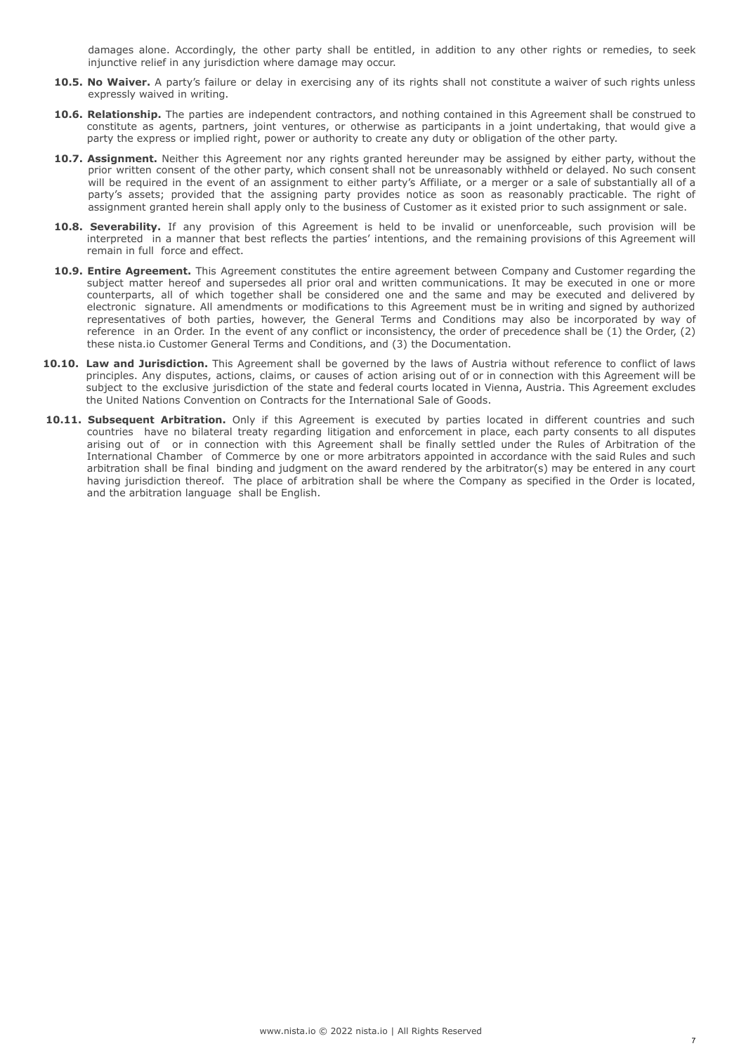damages alone. Accordingly, the other party shall be entitled, in addition to any other rights or remedies, to seek injunctive relief in any jurisdiction where damage may occur.

**10.5. No Waiver.** A party's failure or delay in exercising any of its rights shall not constitute a waiver of such rights unless expressly waived in writing.

**10.6. Relationship.** The parties are independent contractors, and nothing contained in this Agreement shall be construed to constitute as agents, partners, joint ventures, or otherwise as participants in a joint undertaking, that would give a party the express or implied right, power or authority to create any duty or obligation of the other party.

**10.7. Assignment.** Neither this Agreement nor any rights granted hereunder may be assigned by either party, without the prior written consent of the other party, which consent shall not be unreasonably withheld or delayed. No such consent will be required in the event of an assignment to either party's Affiliate, or a merger or a sale of substantially all of a party's assets; provided that the assigning party provides notice as soon as reasonably practicable. The right of assignment granted herein shall apply only to the business of Customer as it existed prior to such assignment or sale.

**10.8. Severability.** If any provision of this Agreement is held to be invalid or unenforceable, such provision will be interpreted in a manner that best reflects the parties' intentions, and the remaining provisions of this Agreement will remain in full force and effect.

**10.9. Entire Agreement.** This Agreement constitutes the entire agreement between Company and Customer regarding the subject matter hereof and supersedes all prior oral and written communications. It may be executed in one or more counterparts, all of which together shall be considered one and the same and may be executed and delivered by electronic signature. All amendments or modifications to this Agreement must be in writing and signed by authorized representatives of both parties, however, the General Terms and Conditions may also be incorporated by way of reference in an Order. In the event of any conflict or inconsistency, the order of precedence shall be (1) the Order, (2) these nista.io Customer General Terms and Conditions, and (3) the Documentation.

**10.10. Law and Jurisdiction.** This Agreement shall be governed by the laws of Austria without reference to conflict of laws principles. Any disputes, actions, claims, or causes of action arising out of or in connection with this Agreement will be subject to the exclusive jurisdiction of the state and federal courts located in Vienna, Austria. This Agreement excludes the United Nations Convention on Contracts for the International Sale of Goods.

**10.11. Subsequent Arbitration.** Only if this Agreement is executed by parties located in different countries and such countries have no bilateral treaty regarding litigation and enforcement in place, each party consents to all disputes arising out of or in connection with this Agreement shall be finally settled under the Rules of Arbitration of the International Chamber of Commerce by one or more arbitrators appointed in accordance with the said Rules and such arbitration shall be final binding and judgment on the award rendered by the arbitrator(s) may be entered in any court having jurisdiction thereof. The place of arbitration shall be where the Company as specified in the Order is located, and the arbitration language shall be English.